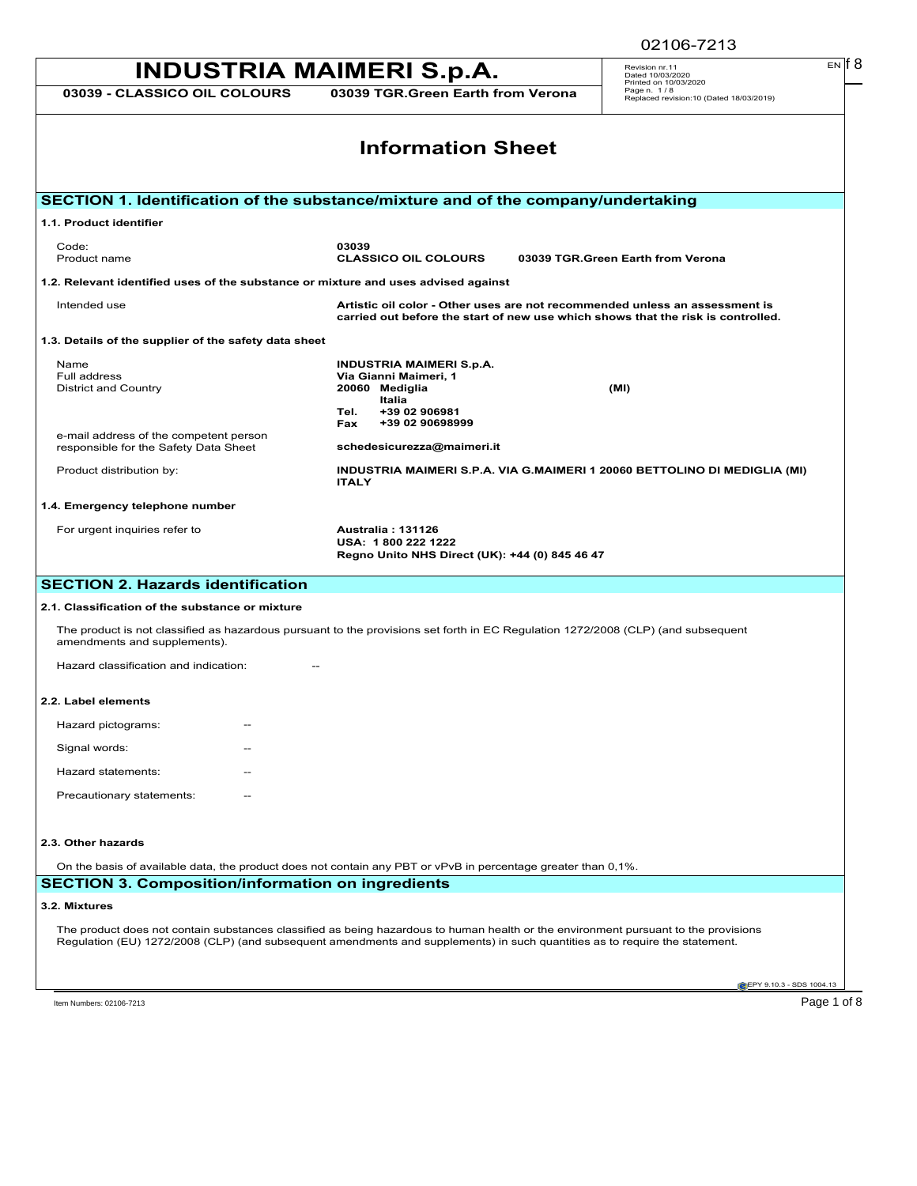# INDUSTRIA MAIMERI S.p.A.

**03039 - CLASSICO OIL COLOURS** **03039 TGR.Green Earth from Verona**

Revision nr.11
Dated 10/03/2020
Printed on 10/03/2020
Page n. 1 / 8
Replaced revision:10 (Dated 18/03/2019)

# Information Sheet

## SECTION 1. Identification of the substance/mixture and of the company/undertaking

### 1.1. Product identifier

| | |
|---|---|
| Code: | **03039** |
| Product name | **CLASSICO OIL COLOURS 03039 TGR.Green Earth from Verona** |

### 1.2. Relevant identified uses of the substance or mixture and uses advised against

| | |
|---|---|
| Intended use | **Artistic oil color - Other uses are not recommended unless an assessment is carried out before the start of new use which shows that the risk is controlled.** |

### 1.3. Details of the supplier of the safety data sheet

| | |
|---|---|
| Name | **INDUSTRIA MAIMERI S.p.A.** |
| Full address | **Via Gianni Maimeri, 1** |
| District and Country | **20060 Mediglia (MI)** **Italia** |
| | **Tel. +39 02 906981** |
| | **Fax +39 02 90698999** |
| e-mail address of the competent person responsible for the Safety Data Sheet | **schedesicurezza@maimeri.it** |
| Product distribution by: | **INDUSTRIA MAIMERI S.P.A. VIA G.MAIMERI 1 20060 BETTOLINO DI MEDIGLIA (MI) ITALY** |

### 1.4. Emergency telephone number

| | |
|---|---|
| For urgent inquiries refer to | **Australia : 131126** |
| | **USA: 1 800 222 1222** |
| | **Regno Unito NHS Direct (UK): +44 (0) 845 46 47** |

## SECTION 2. Hazards identification

### 2.1. Classification of the substance or mixture

The product is not classified as hazardous pursuant to the provisions set forth in EC Regulation 1272/2008 (CLP) (and subsequent amendments and supplements).

Hazard classification and indication: --

### 2.2. Label elements

Hazard pictograms: --

Signal words: --

Hazard statements: --

Precautionary statements: --

### 2.3. Other hazards

On the basis of available data, the product does not contain any PBT or vPvB in percentage greater than 0,1%.

## SECTION 3. Composition/information on ingredients

### 3.2. Mixtures

The product does not contain substances classified as being hazardous to human health or the environment pursuant to the provisions Regulation (EU) 1272/2008 (CLP) (and subsequent amendments and supplements) in such quantities as to require the statement.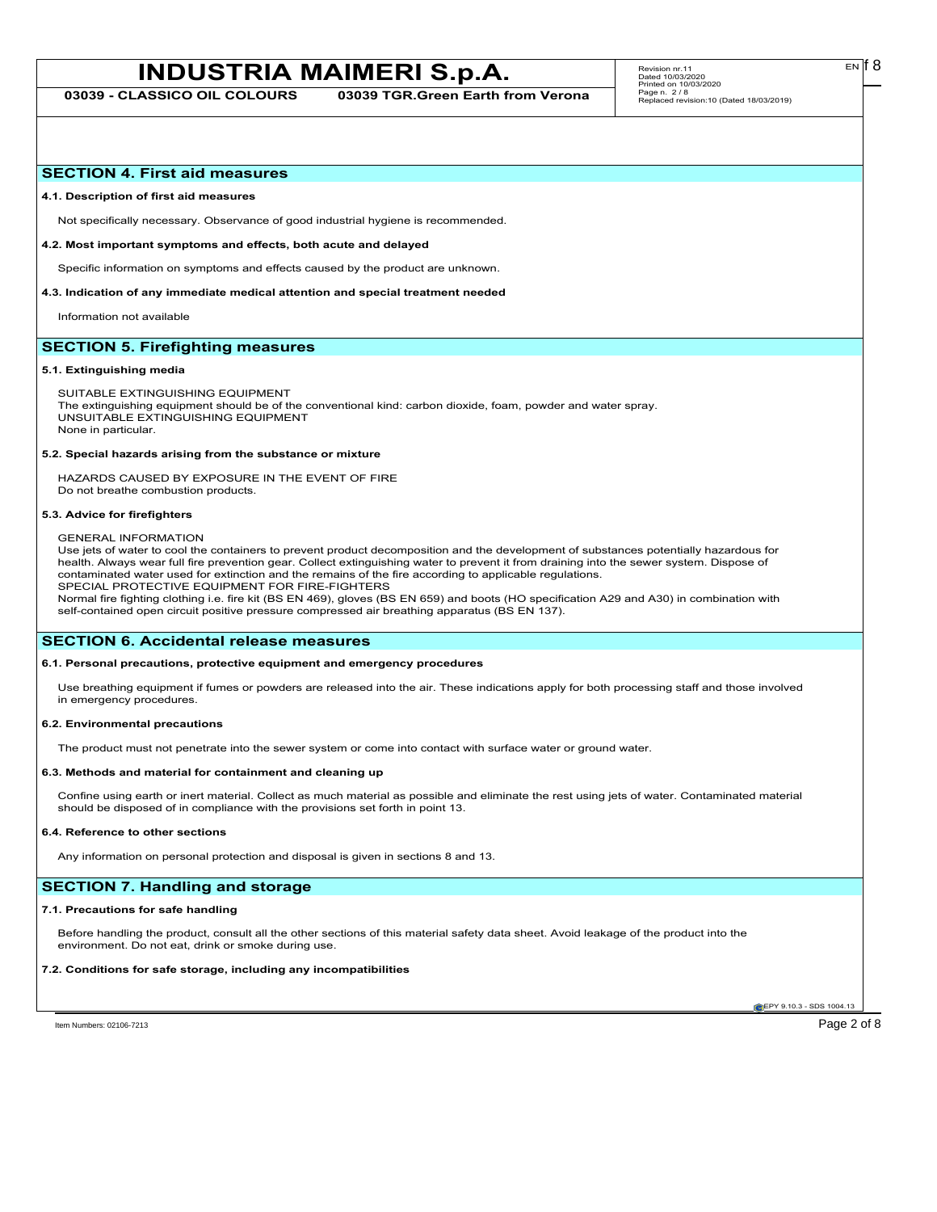## SECTION 4. First aid measures

### 4.1. Description of first aid measures

Not specifically necessary. Observance of good industrial hygiene is recommended.

### 4.2. Most important symptoms and effects, both acute and delayed

Specific information on symptoms and effects caused by the product are unknown.

### 4.3. Indication of any immediate medical attention and special treatment needed

Information not available

## SECTION 5. Firefighting measures

### 5.1. Extinguishing media

SUITABLE EXTINGUISHING EQUIPMENT
The extinguishing equipment should be of the conventional kind: carbon dioxide, foam, powder and water spray.
UNSUITABLE EXTINGUISHING EQUIPMENT
None in particular.

### 5.2. Special hazards arising from the substance or mixture

HAZARDS CAUSED BY EXPOSURE IN THE EVENT OF FIRE
Do not breathe combustion products.

### 5.3. Advice for firefighters

GENERAL INFORMATION
Use jets of water to cool the containers to prevent product decomposition and the development of substances potentially hazardous for health. Always wear full fire prevention gear. Collect extinguishing water to prevent it from draining into the sewer system. Dispose of contaminated water used for extinction and the remains of the fire according to applicable regulations.
SPECIAL PROTECTIVE EQUIPMENT FOR FIRE-FIGHTERS
Normal fire fighting clothing i.e. fire kit (BS EN 469), gloves (BS EN 659) and boots (HO specification A29 and A30) in combination with self-contained open circuit positive pressure compressed air breathing apparatus (BS EN 137).

## SECTION 6. Accidental release measures

### 6.1. Personal precautions, protective equipment and emergency procedures

Use breathing equipment if fumes or powders are released into the air. These indications apply for both processing staff and those involved in emergency procedures.

### 6.2. Environmental precautions

The product must not penetrate into the sewer system or come into contact with surface water or ground water.

### 6.3. Methods and material for containment and cleaning up

Confine using earth or inert material. Collect as much material as possible and eliminate the rest using jets of water. Contaminated material should be disposed of in compliance with the provisions set forth in point 13.

### 6.4. Reference to other sections

Any information on personal protection and disposal is given in sections 8 and 13.

## SECTION 7. Handling and storage

### 7.1. Precautions for safe handling

Before handling the product, consult all the other sections of this material safety data sheet. Avoid leakage of the product into the environment. Do not eat, drink or smoke during use.

### 7.2. Conditions for safe storage, including any incompatibilities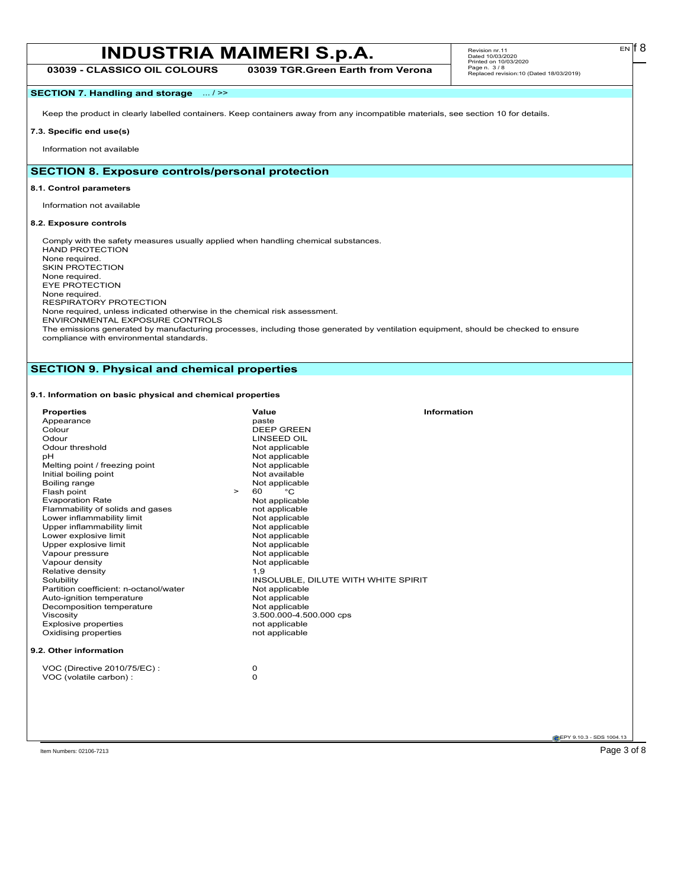## SECTION 7. Handling and storage ... / >>

Keep the product in clearly labelled containers. Keep containers away from any incompatible materials, see section 10 for details.

### 7.3. Specific end use(s)

Information not available

## SECTION 8. Exposure controls/personal protection

### 8.1. Control parameters

Information not available

### 8.2. Exposure controls

Comply with the safety measures usually applied when handling chemical substances.
HAND PROTECTION
None required.
SKIN PROTECTION
None required.
EYE PROTECTION
None required.
RESPIRATORY PROTECTION
None required, unless indicated otherwise in the chemical risk assessment.
ENVIRONMENTAL EXPOSURE CONTROLS
The emissions generated by manufacturing processes, including those generated by ventilation equipment, should be checked to ensure compliance with environmental standards.

## SECTION 9. Physical and chemical properties

### 9.1. Information on basic physical and chemical properties

| Properties | Value | Information |
|---|---|---|
| Appearance | paste | |
| Colour | DEEP GREEN | |
| Odour | LINSEED OIL | |
| Odour threshold | Not applicable | |
| pH | Not applicable | |
| Melting point / freezing point | Not applicable | |
| Initial boiling point | Not available | |
| Boiling range | Not applicable | |
| Flash point | > 60 °C | |
| Evaporation Rate | Not applicable | |
| Flammability of solids and gases | not applicable | |
| Lower inflammability limit | Not applicable | |
| Upper inflammability limit | Not applicable | |
| Lower explosive limit | Not applicable | |
| Upper explosive limit | Not applicable | |
| Vapour pressure | Not applicable | |
| Vapour density | Not applicable | |
| Relative density | 1,9 | |
| Solubility | INSOLUBLE, DILUTE WITH WHITE SPIRIT | |
| Partition coefficient: n-octanol/water | Not applicable | |
| Auto-ignition temperature | Not applicable | |
| Decomposition temperature | Not applicable | |
| Viscosity | 3.500.000-4.500.000 cps | |
| Explosive properties | not applicable | |
| Oxidising properties | not applicable | |

### 9.2. Other information

| | |
|---|---|
| VOC (Directive 2010/75/EC) : | 0 |
| VOC (volatile carbon) : | 0 |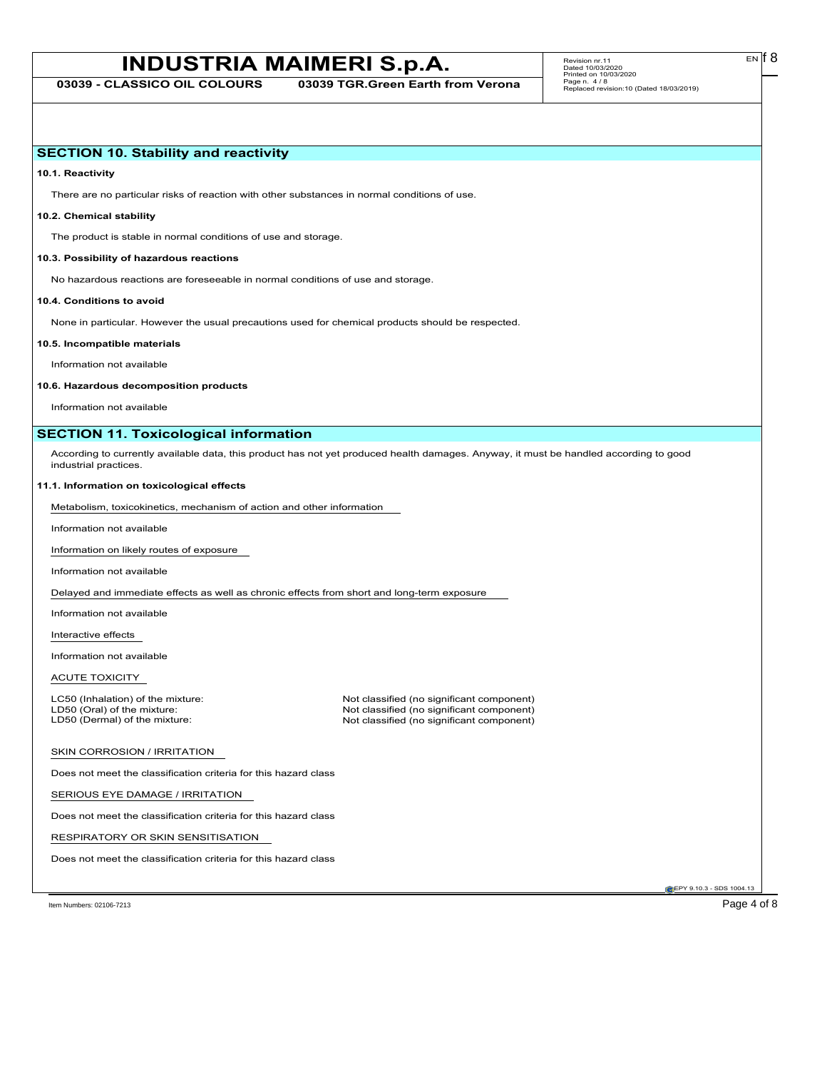## SECTION 10. Stability and reactivity

**10.1. Reactivity**

There are no particular risks of reaction with other substances in normal conditions of use.

**10.2. Chemical stability**

The product is stable in normal conditions of use and storage.

**10.3. Possibility of hazardous reactions**

No hazardous reactions are foreseeable in normal conditions of use and storage.

**10.4. Conditions to avoid**

None in particular. However the usual precautions used for chemical products should be respected.

**10.5. Incompatible materials**

Information not available

**10.6. Hazardous decomposition products**

Information not available

## SECTION 11. Toxicological information

According to currently available data, this product has not yet produced health damages. Anyway, it must be handled according to good industrial practices.

**11.1. Information on toxicological effects**

Metabolism, toxicokinetics, mechanism of action and other information

Information not available

Information on likely routes of exposure

Information not available

Delayed and immediate effects as well as chronic effects from short and long-term exposure

Information not available

Interactive effects

Information not available

ACUTE TOXICITY

| | |
|---|---|
| LC50 (Inhalation) of the mixture: | Not classified (no significant component) |
| LD50 (Oral) of the mixture: | Not classified (no significant component) |
| LD50 (Dermal) of the mixture: | Not classified (no significant component) |

SKIN CORROSION / IRRITATION

Does not meet the classification criteria for this hazard class

SERIOUS EYE DAMAGE / IRRITATION

Does not meet the classification criteria for this hazard class

RESPIRATORY OR SKIN SENSITISATION

Does not meet the classification criteria for this hazard class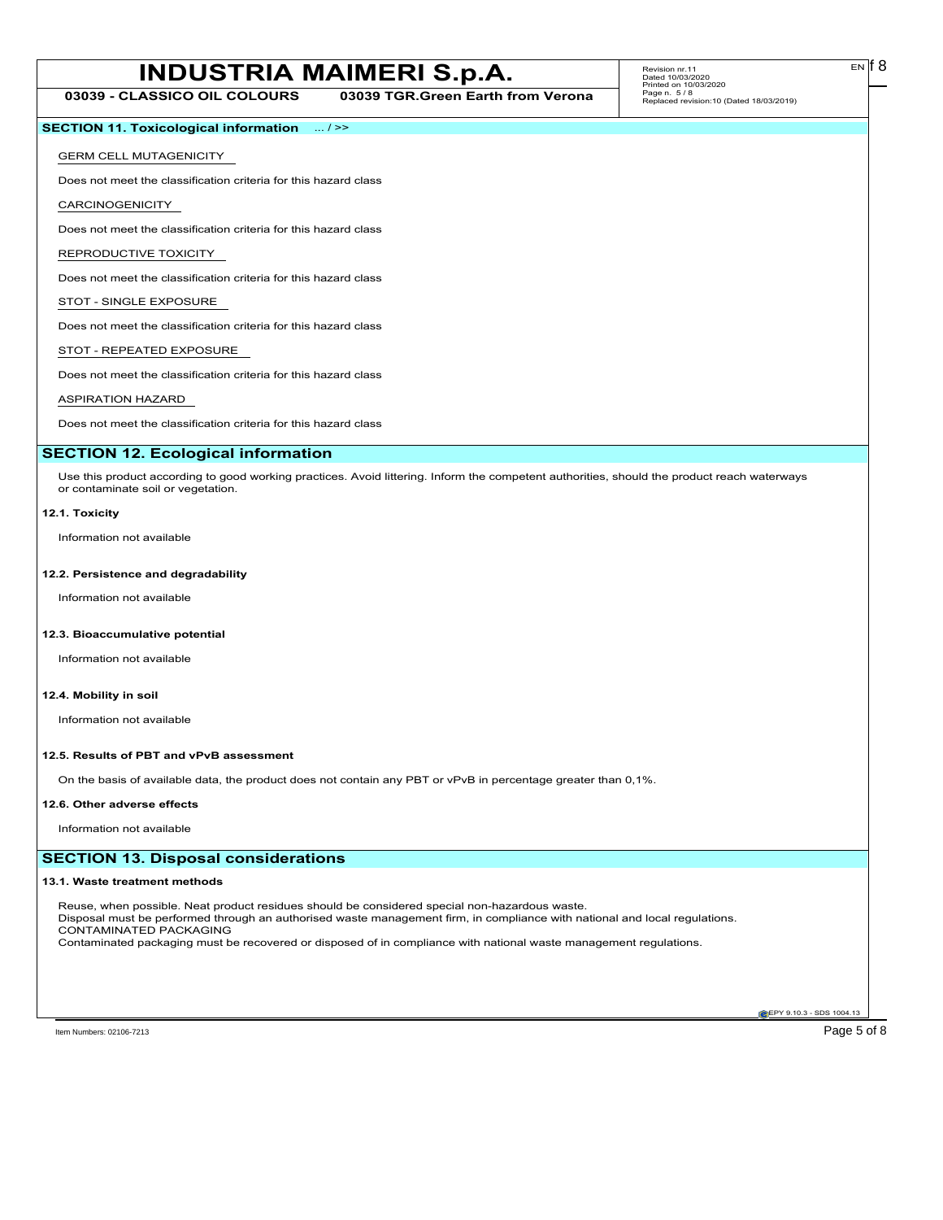## SECTION 11. Toxicological information ... / >>

GERM CELL MUTAGENICITY

Does not meet the classification criteria for this hazard class

CARCINOGENICITY

Does not meet the classification criteria for this hazard class

REPRODUCTIVE TOXICITY

Does not meet the classification criteria for this hazard class

STOT - SINGLE EXPOSURE

Does not meet the classification criteria for this hazard class

STOT - REPEATED EXPOSURE

Does not meet the classification criteria for this hazard class

ASPIRATION HAZARD

Does not meet the classification criteria for this hazard class

## SECTION 12. Ecological information

Use this product according to good working practices. Avoid littering. Inform the competent authorities, should the product reach waterways or contaminate soil or vegetation.

### 12.1. Toxicity

Information not available

### 12.2. Persistence and degradability

Information not available

### 12.3. Bioaccumulative potential

Information not available

### 12.4. Mobility in soil

Information not available

### 12.5. Results of PBT and vPvB assessment

On the basis of available data, the product does not contain any PBT or vPvB in percentage greater than 0,1%.

### 12.6. Other adverse effects

Information not available

## SECTION 13. Disposal considerations

### 13.1. Waste treatment methods

Reuse, when possible. Neat product residues should be considered special non-hazardous waste.
Disposal must be performed through an authorised waste management firm, in compliance with national and local regulations.
CONTAMINATED PACKAGING
Contaminated packaging must be recovered or disposed of in compliance with national waste management regulations.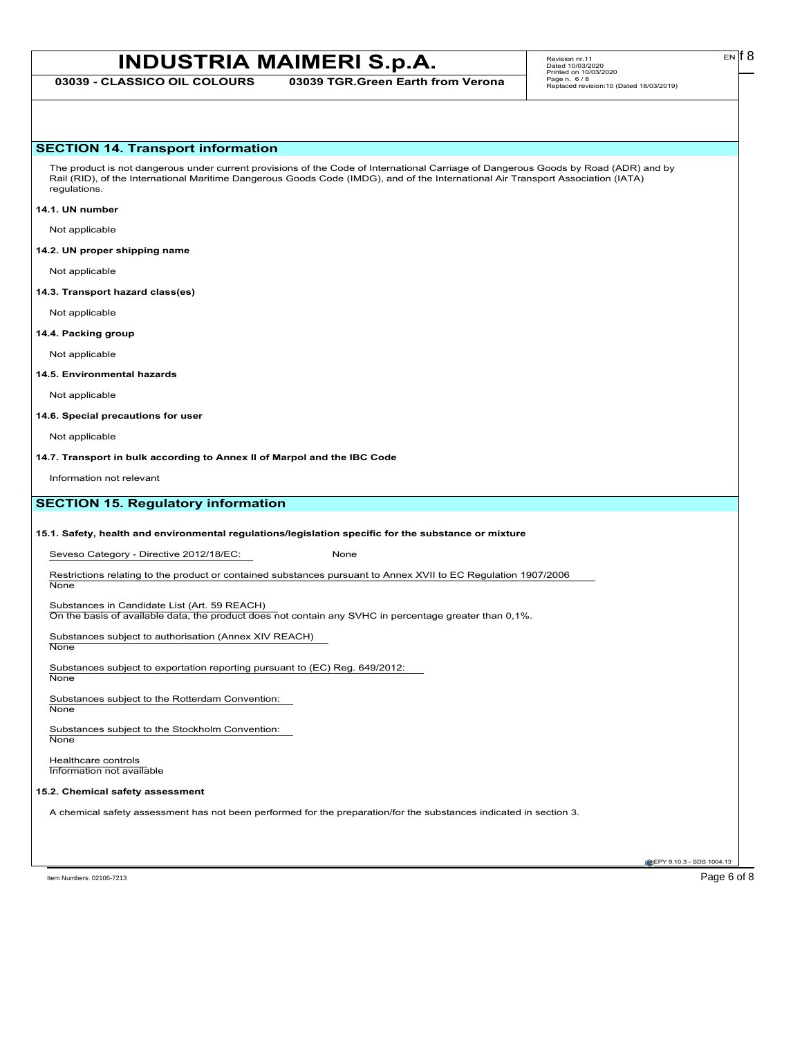## SECTION 14. Transport information

The product is not dangerous under current provisions of the Code of International Carriage of Dangerous Goods by Road (ADR) and by Rail (RID), of the International Maritime Dangerous Goods Code (IMDG), and of the International Air Transport Association (IATA) regulations.

**14.1. UN number**

Not applicable

**14.2. UN proper shipping name**

Not applicable

**14.3. Transport hazard class(es)**

Not applicable

**14.4. Packing group**

Not applicable

**14.5. Environmental hazards**

Not applicable

**14.6. Special precautions for user**

Not applicable

**14.7. Transport in bulk according to Annex II of Marpol and the IBC Code**

Information not relevant

## SECTION 15. Regulatory information

**15.1. Safety, health and environmental regulations/legislation specific for the substance or mixture**

Seveso Category - Directive 2012/18/EC: None

Restrictions relating to the product or contained substances pursuant to Annex XVII to EC Regulation 1907/2006
None

Substances in Candidate List (Art. 59 REACH)
On the basis of available data, the product does not contain any SVHC in percentage greater than 0,1%.

Substances subject to authorisation (Annex XIV REACH)
None

Substances subject to exportation reporting pursuant to (EC) Reg. 649/2012:
None

Substances subject to the Rotterdam Convention:
None

Substances subject to the Stockholm Convention:
None

Healthcare controls
Information not available

**15.2. Chemical safety assessment**

A chemical safety assessment has not been performed for the preparation/for the substances indicated in section 3.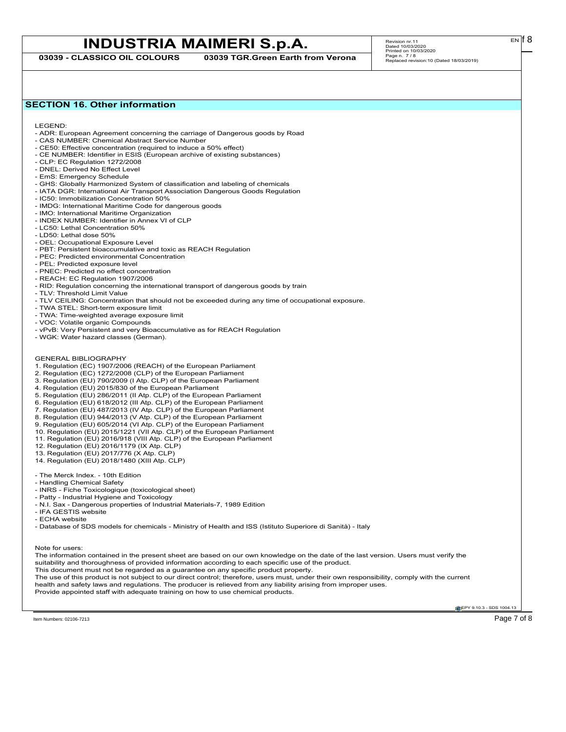## SECTION 16. Other information

LEGEND:

- ADR: European Agreement concerning the carriage of Dangerous goods by Road
- CAS NUMBER: Chemical Abstract Service Number
- CE50: Effective concentration (required to induce a 50% effect)
- CE NUMBER: Identifier in ESIS (European archive of existing substances)
- CLP: EC Regulation 1272/2008
- DNEL: Derived No Effect Level
- EmS: Emergency Schedule
- GHS: Globally Harmonized System of classification and labeling of chemicals
- IATA DGR: International Air Transport Association Dangerous Goods Regulation
- IC50: Immobilization Concentration 50%
- IMDG: International Maritime Code for dangerous goods
- IMO: International Maritime Organization
- INDEX NUMBER: Identifier in Annex VI of CLP
- LC50: Lethal Concentration 50%
- LD50: Lethal dose 50%
- OEL: Occupational Exposure Level
- PBT: Persistent bioaccumulative and toxic as REACH Regulation
- PEC: Predicted environmental Concentration
- PEL: Predicted exposure level
- PNEC: Predicted no effect concentration
- REACH: EC Regulation 1907/2006
- RID: Regulation concerning the international transport of dangerous goods by train
- TLV: Threshold Limit Value
- TLV CEILING: Concentration that should not be exceeded during any time of occupational exposure.
- TWA STEL: Short-term exposure limit
- TWA: Time-weighted average exposure limit
- VOC: Volatile organic Compounds
- vPvB: Very Persistent and very Bioaccumulative as for REACH Regulation
- WGK: Water hazard classes (German).

GENERAL BIBLIOGRAPHY

1. Regulation (EC) 1907/2006 (REACH) of the European Parliament
2. Regulation (EC) 1272/2008 (CLP) of the European Parliament
3. Regulation (EU) 790/2009 (I Atp. CLP) of the European Parliament
4. Regulation (EU) 2015/830 of the European Parliament
5. Regulation (EU) 286/2011 (II Atp. CLP) of the European Parliament
6. Regulation (EU) 618/2012 (III Atp. CLP) of the European Parliament
7. Regulation (EU) 487/2013 (IV Atp. CLP) of the European Parliament
8. Regulation (EU) 944/2013 (V Atp. CLP) of the European Parliament
9. Regulation (EU) 605/2014 (VI Atp. CLP) of the European Parliament
10. Regulation (EU) 2015/1221 (VII Atp. CLP) of the European Parliament
11. Regulation (EU) 2016/918 (VIII Atp. CLP) of the European Parliament
12. Regulation (EU) 2016/1179 (IX Atp. CLP)
13. Regulation (EU) 2017/776 (X Atp. CLP)
14. Regulation (EU) 2018/1480 (XIII Atp. CLP)

- The Merck Index. - 10th Edition
- Handling Chemical Safety
- INRS - Fiche Toxicologique (toxicological sheet)
- Patty - Industrial Hygiene and Toxicology
- N.I. Sax - Dangerous properties of Industrial Materials-7, 1989 Edition
- IFA GESTIS website
- ECHA website
- Database of SDS models for chemicals - Ministry of Health and ISS (Istituto Superiore di Sanità) - Italy

Note for users:

The information contained in the present sheet are based on our own knowledge on the date of the last version. Users must verify the suitability and thoroughness of provided information according to each specific use of the product.

This document must not be regarded as a guarantee on any specific product property.

The use of this product is not subject to our direct control; therefore, users must, under their own responsibility, comply with the current health and safety laws and regulations. The producer is relieved from any liability arising from improper uses.

Provide appointed staff with adequate training on how to use chemical products.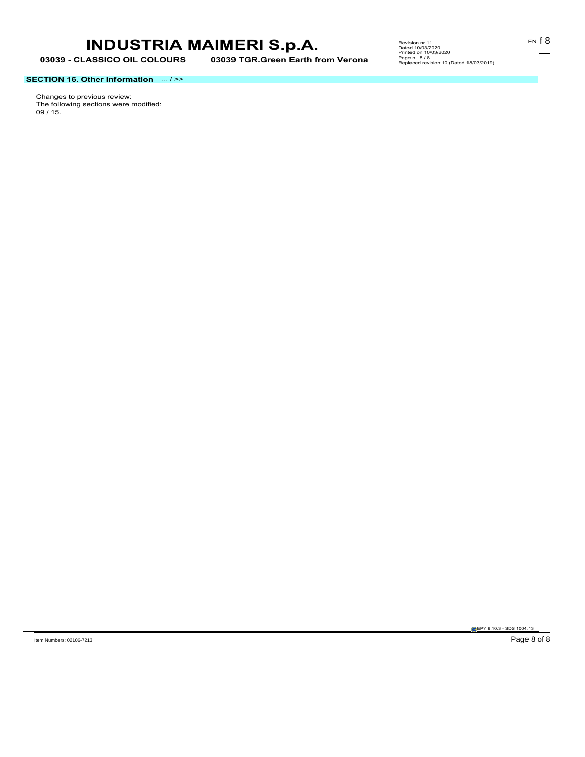## SECTION 16. Other information ... / >>

Changes to previous review:
The following sections were modified:
09 / 15.